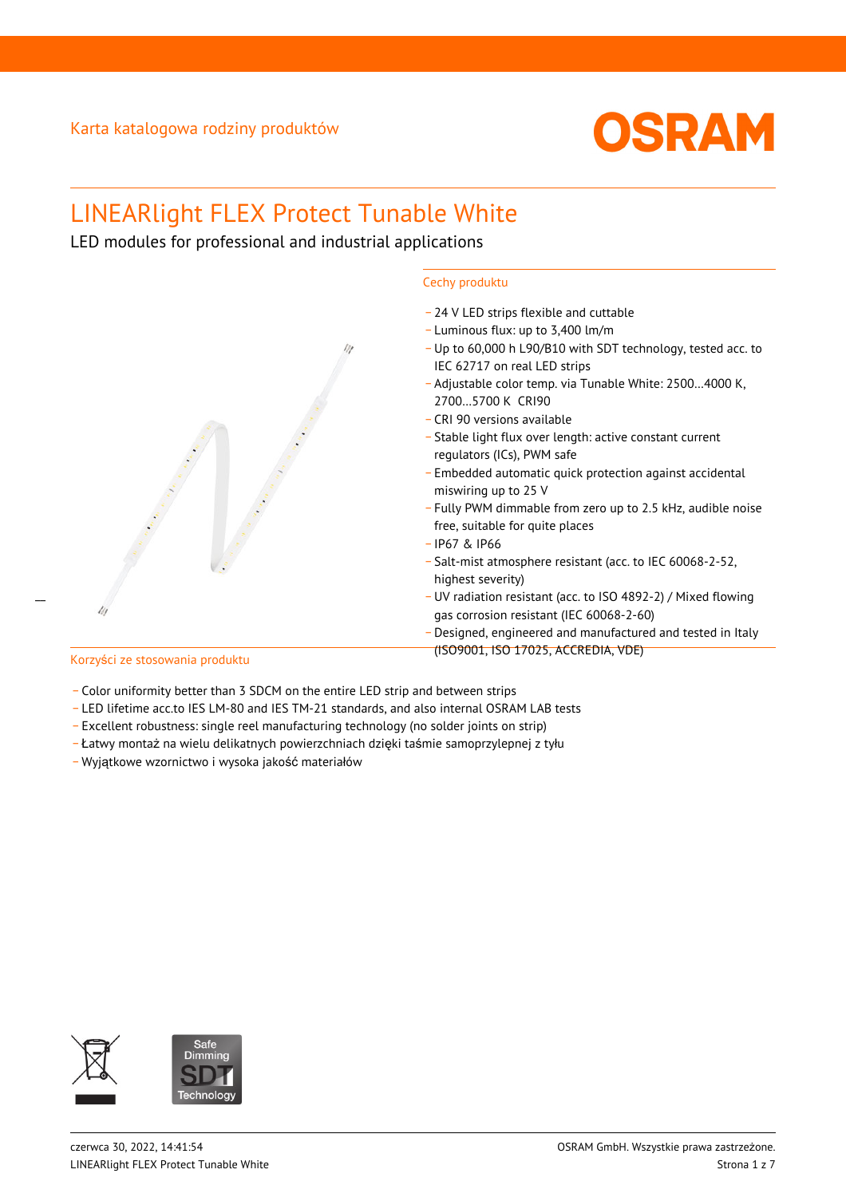Karta katalogowa rodziny produktów

# LINEARlight FLEX Protect Tunable White

LED modules for professional and industrial applications

## Cechy produktu

- 24 V LED strips flexible and cuttable
- Luminous flux: up to 3,400 lm/m
- Up to 60,000 h L90/B10 with SDT technology, tested acc. to IEC 62717 on real LED strips
- Adjustable color temp. via Tunable White: 2500…4000 K, 2700…5700 K CRI90
- CRI 90 versions available
- Stable light flux over length: active constant current regulators (ICs), PWM safe
- Embedded automatic quick protection against accidental miswiring up to 25 V
- Fully PWM dimmable from zero up to 2.5 kHz, audible noise free, suitable for quite places
- IP67 & IP66
- Salt-mist atmosphere resistant (acc. to IEC 60068-2-52, highest severity)
- UV radiation resistant (acc. to ISO 4892-2) / Mixed flowing gas corrosion resistant (IEC 60068-2-60)
- Designed, engineered and manufactured and tested in Italy (ISO9001, ISO 17025, ACCREDIA, VDE)

## Korzyści ze stosowania produktu

- Color uniformity better than 3 SDCM on the entire LED strip and between strips
- LED lifetime acc.to IES LM-80 and IES TM-21 standards, and also internal OSRAM LAB tests
- Excellent robustness: single reel manufacturing technology (no solder joints on strip)
- Łatwy montaż na wielu delikatnych powierzchniach dzięki taśmie samoprzylepnej z tyłu
- Wyjątkowe wzornictwo i wysoka jakość materiałów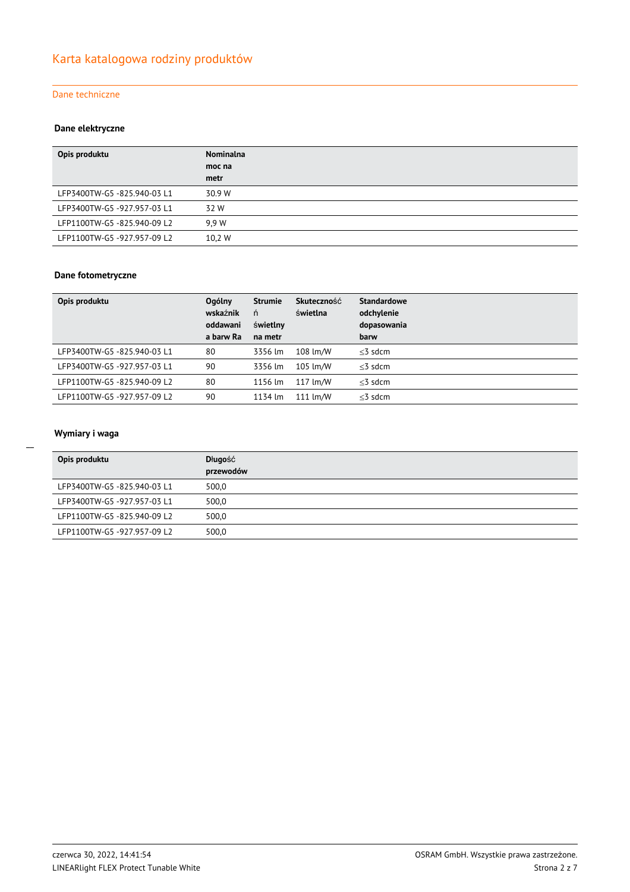# Karta katalogowa rodziny produktów

## Dane techniczne

### Dane elektryczne

| Opis produktu | Nominalna moc na metr |
|---|---|
| LFP3400TW-G5 -825.940-03 L1 | 30.9 W |
| LFP3400TW-G5 -927.957-03 L1 | 32 W |
| LFP1100TW-G5 -825.940-09 L2 | 9,9 W |
| LFP1100TW-G5 -927.957-09 L2 | 10,2 W |

### Dane fotometryczne

| Opis produktu | Ogólny wskaźnik oddawania barw Ra | Strumień świetlny na metr | Skuteczność świetlna | Standardowe odchylenie dopasowania barw |
|---|---|---|---|---|
| LFP3400TW-G5 -825.940-03 L1 | 80 | 3356 lm | 108 lm/W | ≤3 sdcm |
| LFP3400TW-G5 -927.957-03 L1 | 90 | 3356 lm | 105 lm/W | ≤3 sdcm |
| LFP1100TW-G5 -825.940-09 L2 | 80 | 1156 lm | 117 lm/W | ≤3 sdcm |
| LFP1100TW-G5 -927.957-09 L2 | 90 | 1134 lm | 111 lm/W | ≤3 sdcm |

### Wymiary i waga

| Opis produktu | Długość przewodów |
|---|---|
| LFP3400TW-G5 -825.940-03 L1 | 500,0 |
| LFP3400TW-G5 -927.957-03 L1 | 500,0 |
| LFP1100TW-G5 -825.940-09 L2 | 500,0 |
| LFP1100TW-G5 -927.957-09 L2 | 500,0 |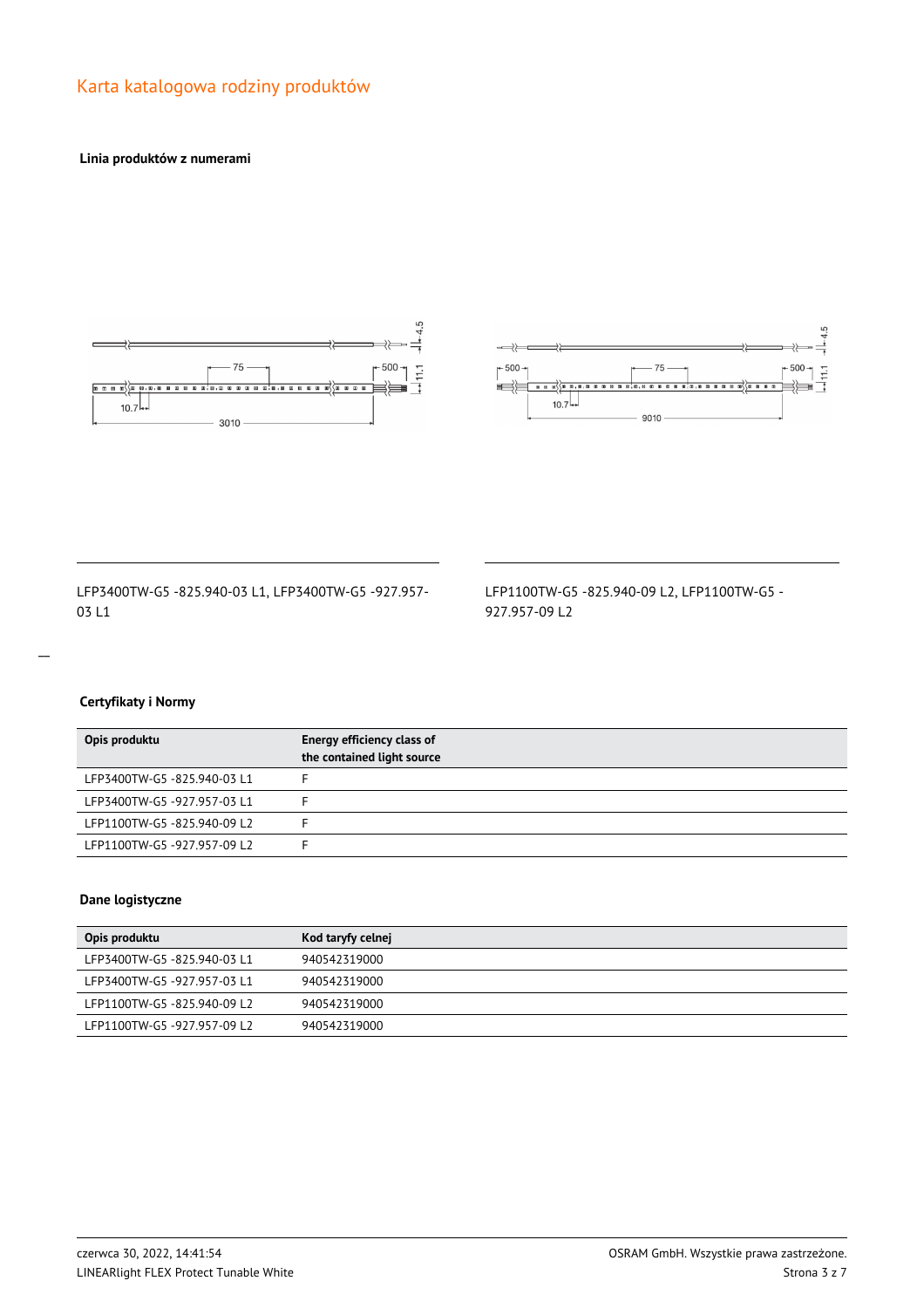## Karta katalogowa rodziny produktów

### Linia produktów z numerami

LFP3400TW-G5 -825.940-03 L1, LFP3400TW-G5 -927.957-03 L1

LFP1100TW-G5 -825.940-09 L2, LFP1100TW-G5 -927.957-09 L2

### Certyfikaty i Normy

| Opis produktu | Energy efficiency class of the contained light source |
|---|---|
| LFP3400TW-G5 -825.940-03 L1 | F |
| LFP3400TW-G5 -927.957-03 L1 | F |
| LFP1100TW-G5 -825.940-09 L2 | F |
| LFP1100TW-G5 -927.957-09 L2 | F |

### Dane logistyczne

| Opis produktu | Kod taryfy celnej |
|---|---|
| LFP3400TW-G5 -825.940-03 L1 | 940542319000 |
| LFP3400TW-G5 -927.957-03 L1 | 940542319000 |
| LFP1100TW-G5 -825.940-09 L2 | 940542319000 |
| LFP1100TW-G5 -927.957-09 L2 | 940542319000 |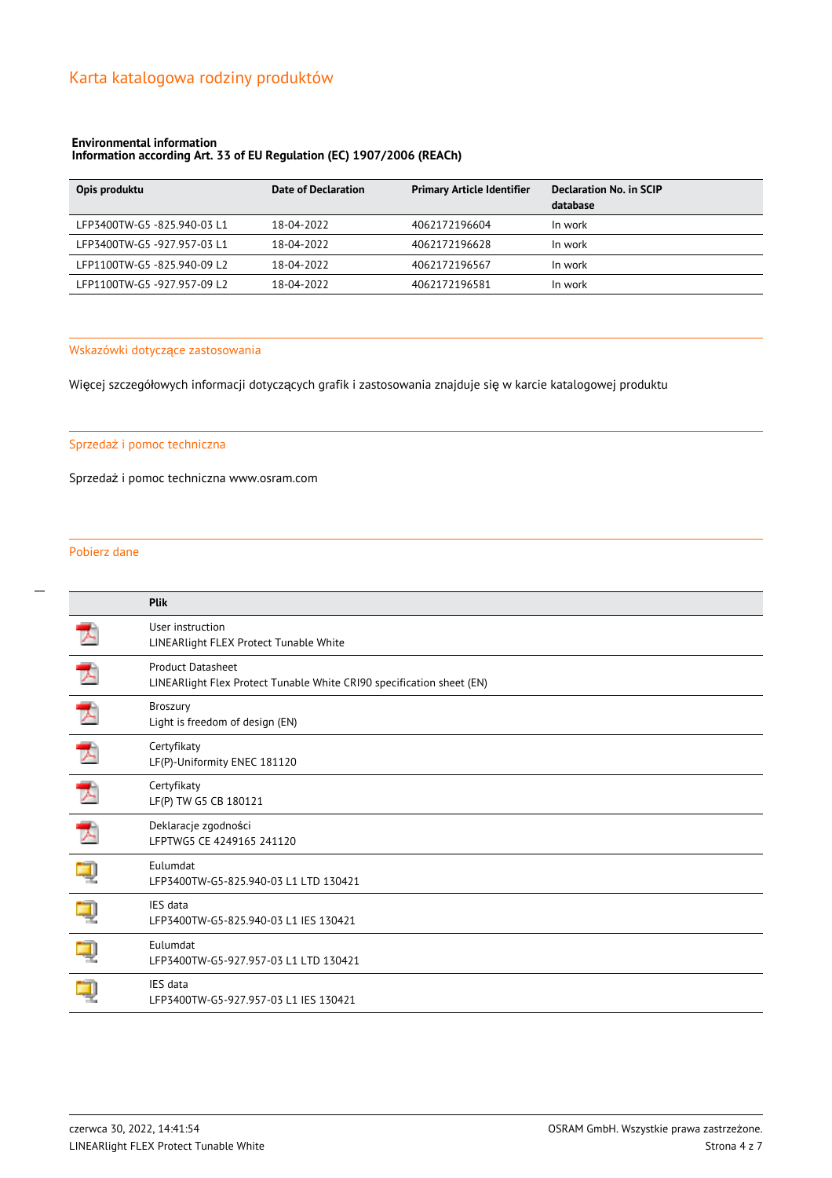# Karta katalogowa rodziny produktów

**Environmental information**
**Information according Art. 33 of EU Regulation (EC) 1907/2006 (REACh)**

| Opis produktu | Date of Declaration | Primary Article Identifier | Declaration No. in SCIP database |
|---|---|---|---|
| LFP3400TW-G5 -825.940-03 L1 | 18-04-2022 | 4062172196604 | In work |
| LFP3400TW-G5 -927.957-03 L1 | 18-04-2022 | 4062172196628 | In work |
| LFP1100TW-G5 -825.940-09 L2 | 18-04-2022 | 4062172196567 | In work |
| LFP1100TW-G5 -927.957-09 L2 | 18-04-2022 | 4062172196581 | In work |

## Wskazówki dotyczące zastosowania

Więcej szczegółowych informacji dotyczących grafik i zastosowania znajduje się w karcie katalogowej produktu

## Sprzedaż i pomoc techniczna

Sprzedaż i pomoc techniczna www.osram.com

## Pobierz dane

| | Plik |
|---|---|
| | User instruction<br>LINEARlight FLEX Protect Tunable White |
| | Product Datasheet<br>LINEARlight Flex Protect Tunable White CRI90 specification sheet (EN) |
| | Broszury<br>Light is freedom of design (EN) |
| | Certyfikaty<br>LF(P)-Uniformity ENEC 181120 |
| | Certyfikaty<br>LF(P) TW G5 CB 180121 |
| | Deklaracje zgodności<br>LFPTWG5 CE 4249165 241120 |
| | Eulumdat<br>LFP3400TW-G5-825.940-03 L1 LTD 130421 |
| | IES data<br>LFP3400TW-G5-825.940-03 L1 IES 130421 |
| | Eulumdat<br>LFP3400TW-G5-927.957-03 L1 LTD 130421 |
| | IES data<br>LFP3400TW-G5-927.957-03 L1 IES 130421 |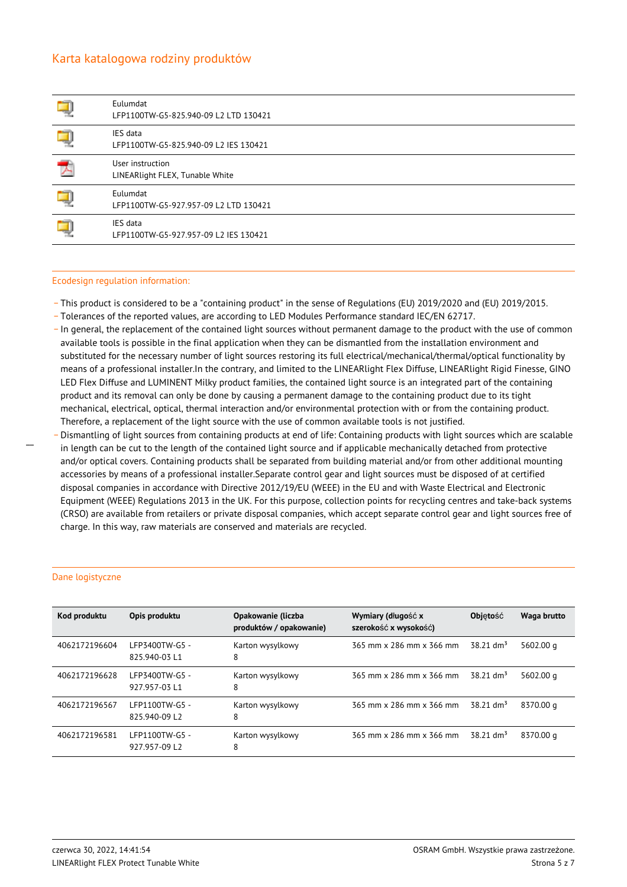## Karta katalogowa rodziny produktów

| | |
|---|---|
| | Eulumdat<br>LFP1100TW-G5-825.940-09 L2 LTD 130421 |
| | IES data<br>LFP1100TW-G5-825.940-09 L2 IES 130421 |
| | User instruction<br>LINEARlight FLEX, Tunable White |
| | Eulumdat<br>LFP1100TW-G5-927.957-09 L2 LTD 130421 |
| | IES data<br>LFP1100TW-G5-927.957-09 L2 IES 130421 |

### Ecodesign regulation information:

- This product is considered to be a "containing product" in the sense of Regulations (EU) 2019/2020 and (EU) 2019/2015.
- Tolerances of the reported values, are according to LED Modules Performance standard IEC/EN 62717.
- In general, the replacement of the contained light sources without permanent damage to the product with the use of common available tools is possible in the final application when they can be dismantled from the installation environment and substituted for the necessary number of light sources restoring its full electrical/mechanical/thermal/optical functionality by means of a professional installer.In the contrary, and limited to the LINEARlight Flex Diffuse, LINEARlight Rigid Finesse, GINO LED Flex Diffuse and LUMINENT Milky product families, the contained light source is an integrated part of the containing product and its removal can only be done by causing a permanent damage to the containing product due to its tight mechanical, electrical, optical, thermal interaction and/or environmental protection with or from the containing product. Therefore, a replacement of the light source with the use of common available tools is not justified.
- Dismantling of light sources from containing products at end of life: Containing products with light sources which are scalable in length can be cut to the length of the contained light source and if applicable mechanically detached from protective and/or optical covers. Containing products shall be separated from building material and/or from other additional mounting accessories by means of a professional installer.Separate control gear and light sources must be disposed of at certified disposal companies in accordance with Directive 2012/19/EU (WEEE) in the EU and with Waste Electrical and Electronic Equipment (WEEE) Regulations 2013 in the UK. For this purpose, collection points for recycling centres and take-back systems (CRSO) are available from retailers or private disposal companies, which accept separate control gear and light sources free of charge. In this way, raw materials are conserved and materials are recycled.

### Dane logistyczne

| Kod produktu | Opis produktu | Opakowanie (liczba produktów / opakowanie) | Wymiary (długość x szerokość x wysokość) | Objętość | Waga brutto |
|---|---|---|---|---|---|
| 4062172196604 | LFP3400TW-G5 - 825.940-03 L1 | Karton wysylkowy 8 | 365 mm x 286 mm x 366 mm | 38.21 dm³ | 5602.00 g |
| 4062172196628 | LFP3400TW-G5 - 927.957-03 L1 | Karton wysylkowy 8 | 365 mm x 286 mm x 366 mm | 38.21 dm³ | 5602.00 g |
| 4062172196567 | LFP1100TW-G5 - 825.940-09 L2 | Karton wysylkowy 8 | 365 mm x 286 mm x 366 mm | 38.21 dm³ | 8370.00 g |
| 4062172196581 | LFP1100TW-G5 - 927.957-09 L2 | Karton wysylkowy 8 | 365 mm x 286 mm x 366 mm | 38.21 dm³ | 8370.00 g |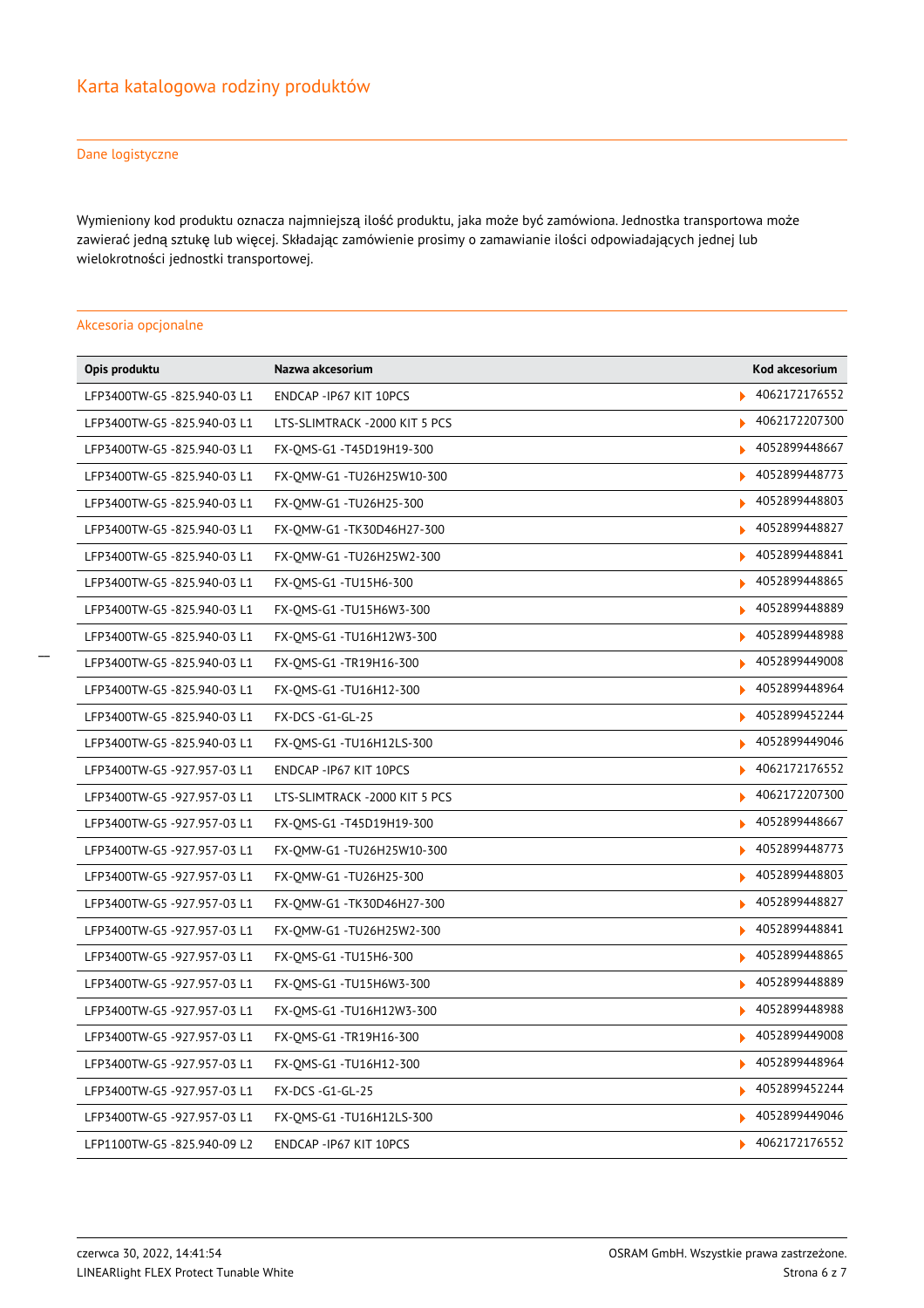# Karta katalogowa rodziny produktów

## Dane logistyczne

Wymieniony kod produktu oznacza najmniejszą ilość produktu, jaka może być zamówiona. Jednostka transportowa może zawierać jedną sztukę lub więcej. Składając zamówienie prosimy o zamawianie ilości odpowiadających jednej lub wielokrotności jednostki transportowej.

## Akcesoria opcjonalne

| Opis produktu | Nazwa akcesorium | Kod akcesorium |
|---|---|---|
| LFP3400TW-G5 -825.940-03 L1 | ENDCAP -IP67 KIT 10PCS | 4062172176552 |
| LFP3400TW-G5 -825.940-03 L1 | LTS-SLIMTRACK -2000 KIT 5 PCS | 4062172207300 |
| LFP3400TW-G5 -825.940-03 L1 | FX-QMS-G1 -T45D19H19-300 | 4052899448667 |
| LFP3400TW-G5 -825.940-03 L1 | FX-QMW-G1 -TU26H25W10-300 | 4052899448773 |
| LFP3400TW-G5 -825.940-03 L1 | FX-QMW-G1 -TU26H25-300 | 4052899448803 |
| LFP3400TW-G5 -825.940-03 L1 | FX-QMW-G1 -TK30D46H27-300 | 4052899448827 |
| LFP3400TW-G5 -825.940-03 L1 | FX-QMW-G1 -TU26H25W2-300 | 4052899448841 |
| LFP3400TW-G5 -825.940-03 L1 | FX-QMS-G1 -TU15H6-300 | 4052899448865 |
| LFP3400TW-G5 -825.940-03 L1 | FX-QMS-G1 -TU15H6W3-300 | 4052899448889 |
| LFP3400TW-G5 -825.940-03 L1 | FX-QMS-G1 -TU16H12W3-300 | 4052899448988 |
| LFP3400TW-G5 -825.940-03 L1 | FX-QMS-G1 -TR19H16-300 | 4052899449008 |
| LFP3400TW-G5 -825.940-03 L1 | FX-QMS-G1 -TU16H12-300 | 4052899448964 |
| LFP3400TW-G5 -825.940-03 L1 | FX-DCS -G1-GL-25 | 4052899452244 |
| LFP3400TW-G5 -825.940-03 L1 | FX-QMS-G1 -TU16H12LS-300 | 4052899449046 |
| LFP3400TW-G5 -927.957-03 L1 | ENDCAP -IP67 KIT 10PCS | 4062172176552 |
| LFP3400TW-G5 -927.957-03 L1 | LTS-SLIMTRACK -2000 KIT 5 PCS | 4062172207300 |
| LFP3400TW-G5 -927.957-03 L1 | FX-QMS-G1 -T45D19H19-300 | 4052899448667 |
| LFP3400TW-G5 -927.957-03 L1 | FX-QMW-G1 -TU26H25W10-300 | 4052899448773 |
| LFP3400TW-G5 -927.957-03 L1 | FX-QMW-G1 -TU26H25-300 | 4052899448803 |
| LFP3400TW-G5 -927.957-03 L1 | FX-QMW-G1 -TK30D46H27-300 | 4052899448827 |
| LFP3400TW-G5 -927.957-03 L1 | FX-QMW-G1 -TU26H25W2-300 | 4052899448841 |
| LFP3400TW-G5 -927.957-03 L1 | FX-QMS-G1 -TU15H6-300 | 4052899448865 |
| LFP3400TW-G5 -927.957-03 L1 | FX-QMS-G1 -TU15H6W3-300 | 4052899448889 |
| LFP3400TW-G5 -927.957-03 L1 | FX-QMS-G1 -TU16H12W3-300 | 4052899448988 |
| LFP3400TW-G5 -927.957-03 L1 | FX-QMS-G1 -TR19H16-300 | 4052899449008 |
| LFP3400TW-G5 -927.957-03 L1 | FX-QMS-G1 -TU16H12-300 | 4052899448964 |
| LFP3400TW-G5 -927.957-03 L1 | FX-DCS -G1-GL-25 | 4052899452244 |
| LFP3400TW-G5 -927.957-03 L1 | FX-QMS-G1 -TU16H12LS-300 | 4052899449046 |
| LFP1100TW-G5 -825.940-09 L2 | ENDCAP -IP67 KIT 10PCS | 4062172176552 |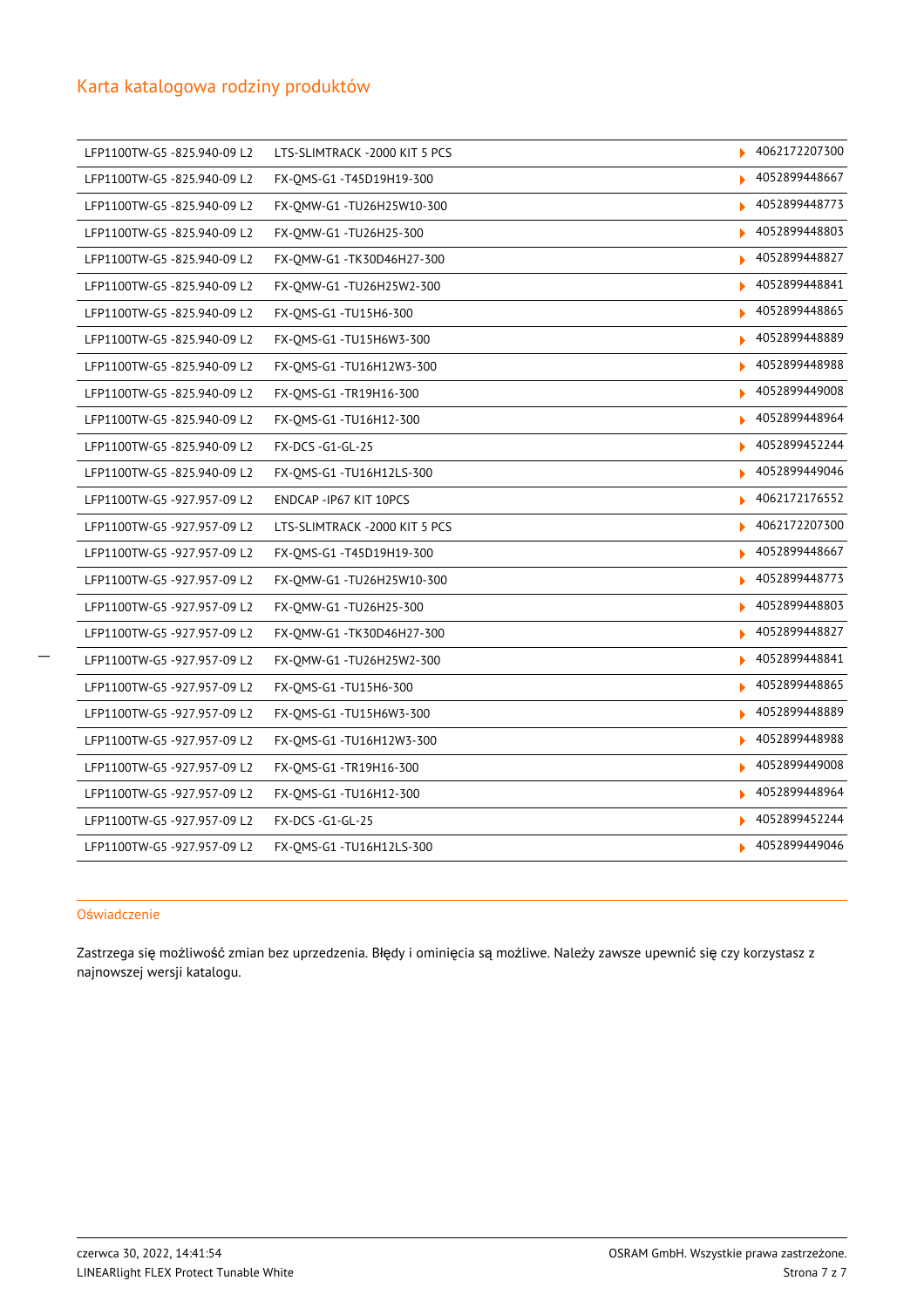| | | |
|---|---|---|
| LFP1100TW-G5 -825.940-09 L2 | LTS-SLIMTRACK -2000 KIT 5 PCS | 4062172207300 |
| LFP1100TW-G5 -825.940-09 L2 | FX-QMS-G1 -T45D19H19-300 | 4052899448667 |
| LFP1100TW-G5 -825.940-09 L2 | FX-QMW-G1 -TU26H25W10-300 | 4052899448773 |
| LFP1100TW-G5 -825.940-09 L2 | FX-QMW-G1 -TU26H25-300 | 4052899448803 |
| LFP1100TW-G5 -825.940-09 L2 | FX-QMW-G1 -TK30D46H27-300 | 4052899448827 |
| LFP1100TW-G5 -825.940-09 L2 | FX-QMW-G1 -TU26H25W2-300 | 4052899448841 |
| LFP1100TW-G5 -825.940-09 L2 | FX-QMS-G1 -TU15H6-300 | 4052899448865 |
| LFP1100TW-G5 -825.940-09 L2 | FX-QMS-G1 -TU15H6W3-300 | 4052899448889 |
| LFP1100TW-G5 -825.940-09 L2 | FX-QMS-G1 -TU16H12W3-300 | 4052899448988 |
| LFP1100TW-G5 -825.940-09 L2 | FX-QMS-G1 -TR19H16-300 | 4052899449008 |
| LFP1100TW-G5 -825.940-09 L2 | FX-QMS-G1 -TU16H12-300 | 4052899448964 |
| LFP1100TW-G5 -825.940-09 L2 | FX-DCS -G1-GL-25 | 4052899452244 |
| LFP1100TW-G5 -825.940-09 L2 | FX-QMS-G1 -TU16H12LS-300 | 4052899449046 |
| LFP1100TW-G5 -927.957-09 L2 | ENDCAP -IP67 KIT 10PCS | 4062172176552 |
| LFP1100TW-G5 -927.957-09 L2 | LTS-SLIMTRACK -2000 KIT 5 PCS | 4062172207300 |
| LFP1100TW-G5 -927.957-09 L2 | FX-QMS-G1 -T45D19H19-300 | 4052899448667 |
| LFP1100TW-G5 -927.957-09 L2 | FX-QMW-G1 -TU26H25W10-300 | 4052899448773 |
| LFP1100TW-G5 -927.957-09 L2 | FX-QMW-G1 -TU26H25-300 | 4052899448803 |
| LFP1100TW-G5 -927.957-09 L2 | FX-QMW-G1 -TK30D46H27-300 | 4052899448827 |
| LFP1100TW-G5 -927.957-09 L2 | FX-QMW-G1 -TU26H25W2-300 | 4052899448841 |
| LFP1100TW-G5 -927.957-09 L2 | FX-QMS-G1 -TU15H6-300 | 4052899448865 |
| LFP1100TW-G5 -927.957-09 L2 | FX-QMS-G1 -TU15H6W3-300 | 4052899448889 |
| LFP1100TW-G5 -927.957-09 L2 | FX-QMS-G1 -TU16H12W3-300 | 4052899448988 |
| LFP1100TW-G5 -927.957-09 L2 | FX-QMS-G1 -TR19H16-300 | 4052899449008 |
| LFP1100TW-G5 -927.957-09 L2 | FX-QMS-G1 -TU16H12-300 | 4052899448964 |
| LFP1100TW-G5 -927.957-09 L2 | FX-DCS -G1-GL-25 | 4052899452244 |
| LFP1100TW-G5 -927.957-09 L2 | FX-QMS-G1 -TU16H12LS-300 | 4052899449046 |

## Oświadczenie

Zastrzega się możliwość zmian bez uprzedzenia. Błędy i ominięcia są możliwe. Należy zawsze upewnić się czy korzystasz z najnowszej wersji katalogu.